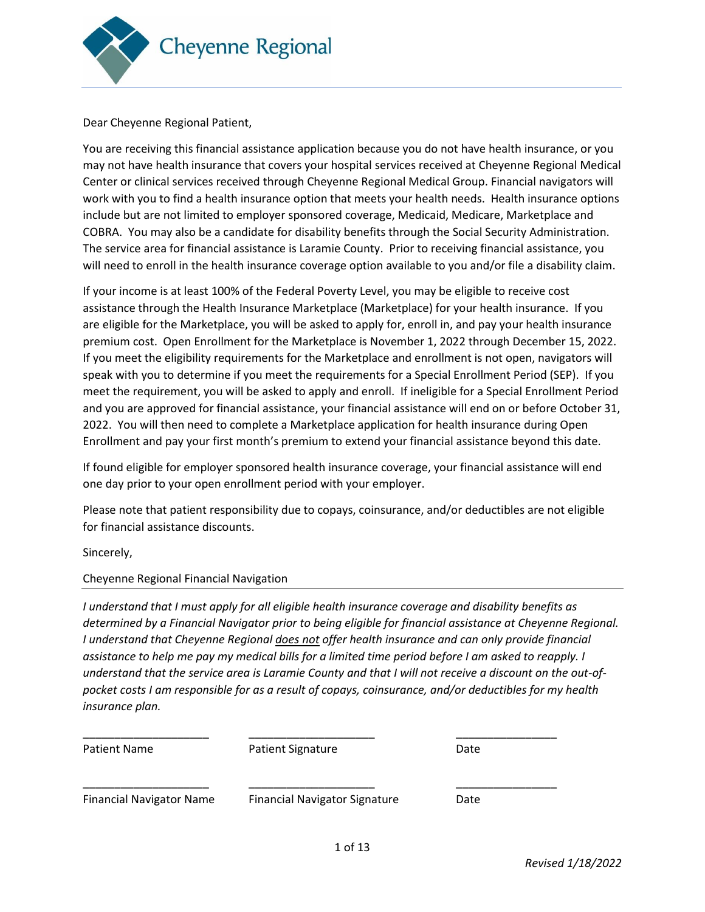Cheyenne Regional

Dear Cheyenne Regional Patient,

You are receiving this financial assistance application because you do not have health insurance, or you may not have health insurance that covers your hospital services received at Cheyenne Regional Medical Center or clinical services received through Cheyenne Regional Medical Group. Financial navigators will work with you to find a health insurance option that meets your health needs. Health insurance options include but are not limited to employer sponsored coverage, Medicaid, Medicare, Marketplace and COBRA. You may also be a candidate for disability benefits through the Social Security Administration. The service area for financial assistance is Laramie County. Prior to receiving financial assistance, you will need to enroll in the health insurance coverage option available to you and/or file a disability claim.

If your income is at least 100% of the Federal Poverty Level, you may be eligible to receive cost assistance through the Health Insurance Marketplace (Marketplace) for your health insurance. If you are eligible for the Marketplace, you will be asked to apply for, enroll in, and pay your health insurance premium cost. Open Enrollment for the Marketplace is November 1, 2022 through December 15, 2022. If you meet the eligibility requirements for the Marketplace and enrollment is not open, navigators will speak with you to determine if you meet the requirements for a Special Enrollment Period (SEP). If you meet the requirement, you will be asked to apply and enroll. If ineligible for a Special Enrollment Period and you are approved for financial assistance, your financial assistance will end on or before October 31, 2022. You will then need to complete a Marketplace application for health insurance during Open Enrollment and pay your first month's premium to extend your financial assistance beyond this date.

If found eligible for employer sponsored health insurance coverage, your financial assistance will end one day prior to your open enrollment period with your employer.

Please note that patient responsibility due to copays, coinsurance, and/or deductibles are not eligible for financial assistance discounts.

Sincerely,

Cheyenne Regional Financial Navigation

---

*I understand that I must apply for all eligible health insurance coverage and disability benefits as determined by a Financial Navigator prior to being eligible for financial assistance at Cheyenne Regional. I understand that Cheyenne Regional <u>does not</u> offer health insurance and can only provide financial assistance to help me pay my medical bills for a limited time period before I am asked to reapply. I understand that the service area is Laramie County and that I will not receive a discount on the out-of-pocket costs I am responsible for as a result of copays, coinsurance, and/or deductibles for my health insurance plan.*

| ____________________ | ____________________ | ________________ |
|---|---|---|
| Patient Name | Patient Signature | Date |
| ____________________ | ____________________ | ________________ |
| Financial Navigator Name | Financial Navigator Signature | Date |

*Revised 1/18/2022*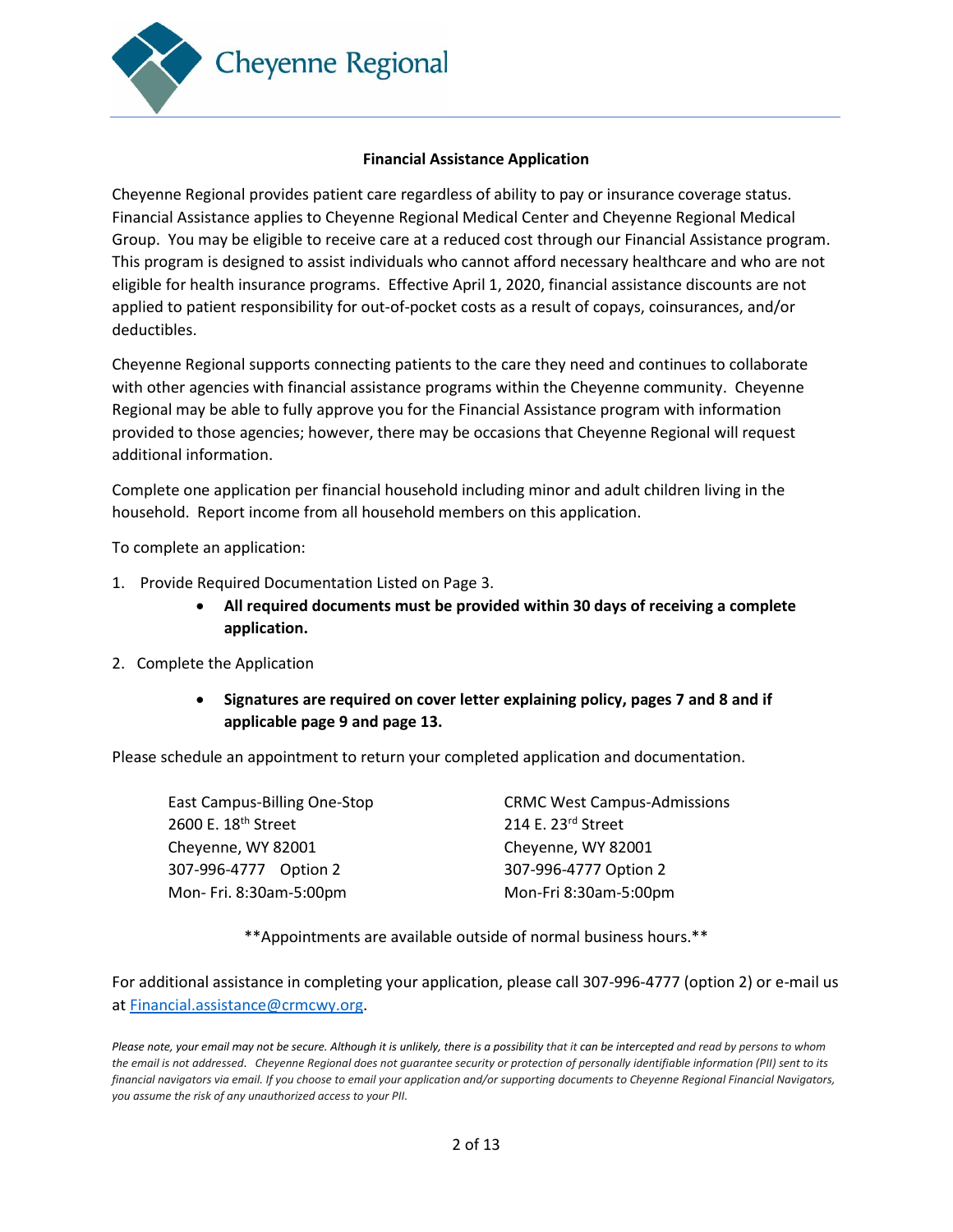**Financial Assistance Application**

Cheyenne Regional provides patient care regardless of ability to pay or insurance coverage status. Financial Assistance applies to Cheyenne Regional Medical Center and Cheyenne Regional Medical Group. You may be eligible to receive care at a reduced cost through our Financial Assistance program. This program is designed to assist individuals who cannot afford necessary healthcare and who are not eligible for health insurance programs. Effective April 1, 2020, financial assistance discounts are not applied to patient responsibility for out-of-pocket costs as a result of copays, coinsurances, and/or deductibles.

Cheyenne Regional supports connecting patients to the care they need and continues to collaborate with other agencies with financial assistance programs within the Cheyenne community. Cheyenne Regional may be able to fully approve you for the Financial Assistance program with information provided to those agencies; however, there may be occasions that Cheyenne Regional will request additional information.

Complete one application per financial household including minor and adult children living in the household. Report income from all household members on this application.

To complete an application:

1. Provide Required Documentation Listed on Page 3.
   - **All required documents must be provided within 30 days of receiving a complete application.**
2. Complete the Application
   - **Signatures are required on cover letter explaining policy, pages 7 and 8 and if applicable page 9 and page 13.**

Please schedule an appointment to return your completed application and documentation.

East Campus-Billing One-Stop
2600 E. 18th Street
Cheyenne, WY 82001
307-996-4777 Option 2
Mon- Fri. 8:30am-5:00pm

CRMC West Campus-Admissions
214 E. 23rd Street
Cheyenne, WY 82001
307-996-4777 Option 2
Mon-Fri 8:30am-5:00pm

**Appointments are available outside of normal business hours.**

For additional assistance in completing your application, please call 307-996-4777 (option 2) or e-mail us at [Financial.assistance@crmcwy.org](mailto:Financial.assistance@crmcwy.org).

*Please note, your email may not be secure. Although it is unlikely, there is a possibility that it can be intercepted and read by persons to whom the email is not addressed. Cheyenne Regional does not guarantee security or protection of personally identifiable information (PII) sent to its financial navigators via email. If you choose to email your application and/or supporting documents to Cheyenne Regional Financial Navigators, you assume the risk of any unauthorized access to your PII.*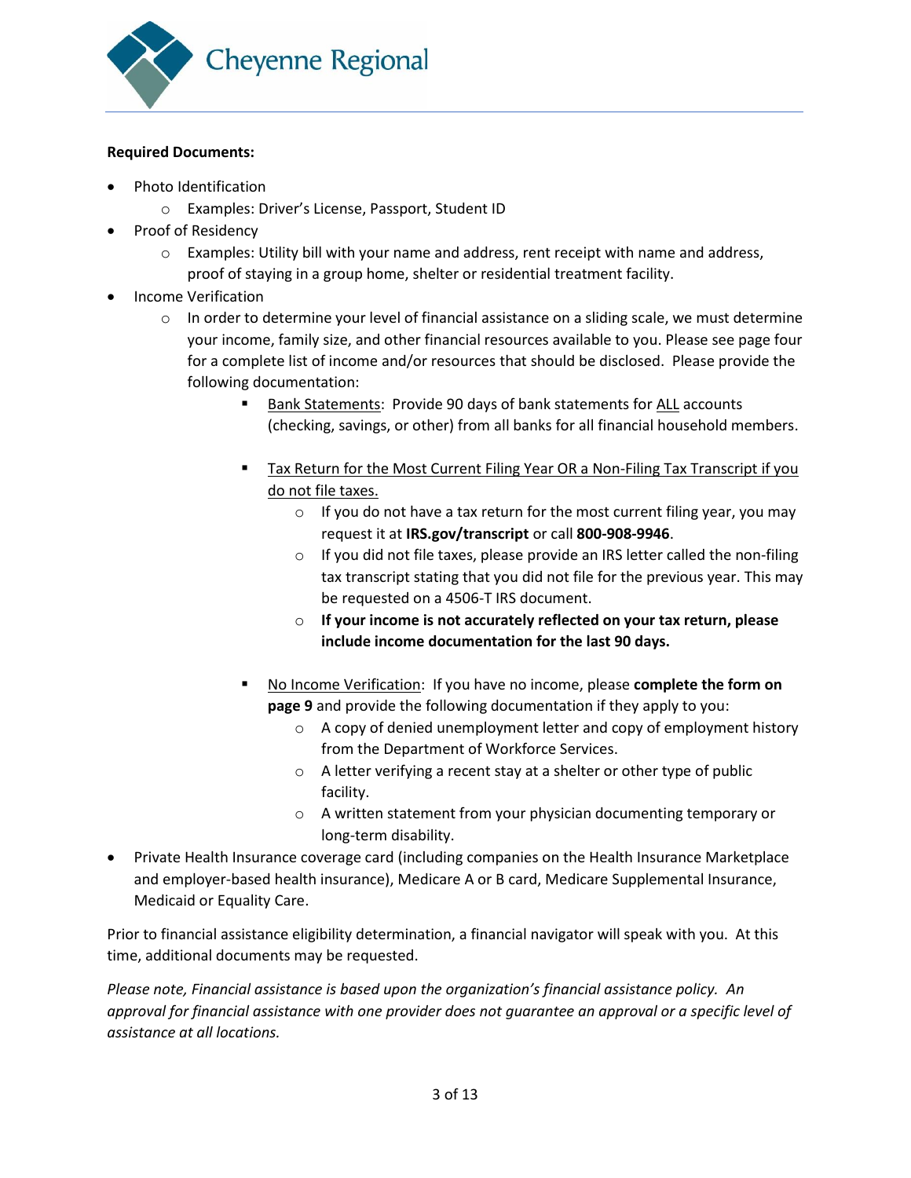**Required Documents:**

- Photo Identification
  - Examples: Driver's License, Passport, Student ID
- Proof of Residency
  - Examples: Utility bill with your name and address, rent receipt with name and address, proof of staying in a group home, shelter or residential treatment facility.
- Income Verification
  - In order to determine your level of financial assistance on a sliding scale, we must determine your income, family size, and other financial resources available to you. Please see page four for a complete list of income and/or resources that should be disclosed. Please provide the following documentation:
    - <u>Bank Statements</u>: Provide 90 days of bank statements for <u>ALL</u> accounts (checking, savings, or other) from all banks for all financial household members.
    - <u>Tax Return for the Most Current Filing Year OR a Non-Filing Tax Transcript if you do not file taxes.</u>
      - If you do not have a tax return for the most current filing year, you may request it at **IRS.gov/transcript** or call **800-908-9946**.
      - If you did not file taxes, please provide an IRS letter called the non-filing tax transcript stating that you did not file for the previous year. This may be requested on a 4506-T IRS document.
      - **If your income is not accurately reflected on your tax return, please include income documentation for the last 90 days.**
    - <u>No Income Verification</u>: If you have no income, please **complete the form on page 9** and provide the following documentation if they apply to you:
      - A copy of denied unemployment letter and copy of employment history from the Department of Workforce Services.
      - A letter verifying a recent stay at a shelter or other type of public facility.
      - A written statement from your physician documenting temporary or long-term disability.
- Private Health Insurance coverage card (including companies on the Health Insurance Marketplace and employer-based health insurance), Medicare A or B card, Medicare Supplemental Insurance, Medicaid or Equality Care.

Prior to financial assistance eligibility determination, a financial navigator will speak with you. At this time, additional documents may be requested.

*Please note, Financial assistance is based upon the organization's financial assistance policy. An approval for financial assistance with one provider does not guarantee an approval or a specific level of assistance at all locations.*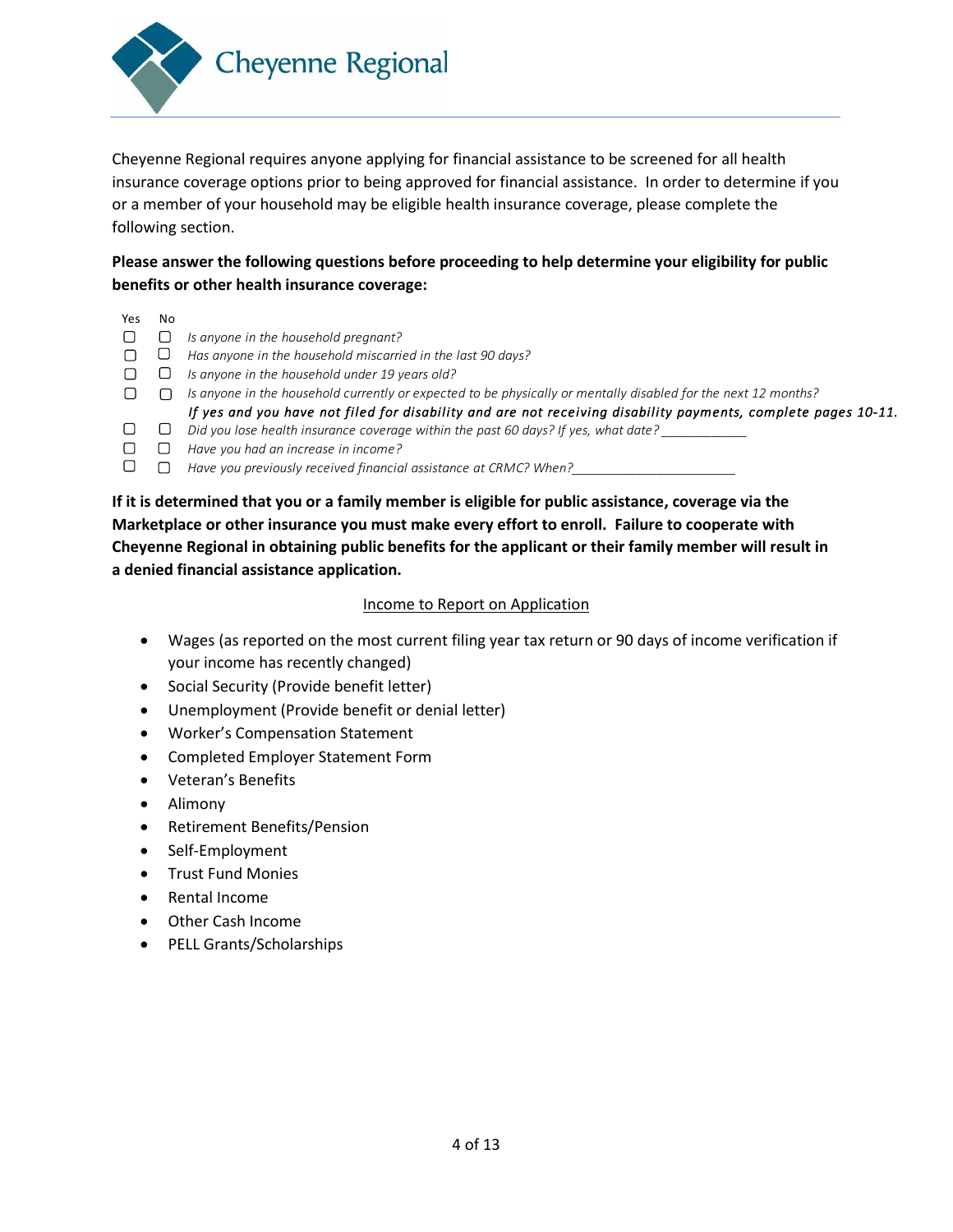# Cheyenne Regional

Cheyenne Regional requires anyone applying for financial assistance to be screened for all health insurance coverage options prior to being approved for financial assistance. In order to determine if you or a member of your household may be eligible health insurance coverage, please complete the following section.

**Please answer the following questions before proceeding to help determine your eligibility for public benefits or other health insurance coverage:**

| Yes | No | |
|---|---|---|
| ☐ | ☐ | *Is anyone in the household pregnant?* |
| ☐ | ☐ | *Has anyone in the household miscarried in the last 90 days?* |
| ☐ | ☐ | *Is anyone in the household under 19 years old?* |
| ☐ | ☐ | *Is anyone in the household currently or expected to be physically or mentally disabled for the next 12 months?* ***If yes and you have not filed for disability and are not receiving disability payments, complete pages 10-11.*** |
| ☐ | ☐ | *Did you lose health insurance coverage within the past 60 days? If yes, what date?* ___________ |
| ☐ | ☐ | *Have you had an increase in income?* |
| ☐ | ☐ | *Have you previously received financial assistance at CRMC? When?*_____________________ |

**If it is determined that you or a family member is eligible for public assistance, coverage via the Marketplace or other insurance you must make every effort to enroll. Failure to cooperate with Cheyenne Regional in obtaining public benefits for the applicant or their family member will result in a denied financial assistance application.**

<u>Income to Report on Application</u>

- Wages (as reported on the most current filing year tax return or 90 days of income verification if your income has recently changed)
- Social Security (Provide benefit letter)
- Unemployment (Provide benefit or denial letter)
- Worker's Compensation Statement
- Completed Employer Statement Form
- Veteran's Benefits
- Alimony
- Retirement Benefits/Pension
- Self-Employment
- Trust Fund Monies
- Rental Income
- Other Cash Income
- PELL Grants/Scholarships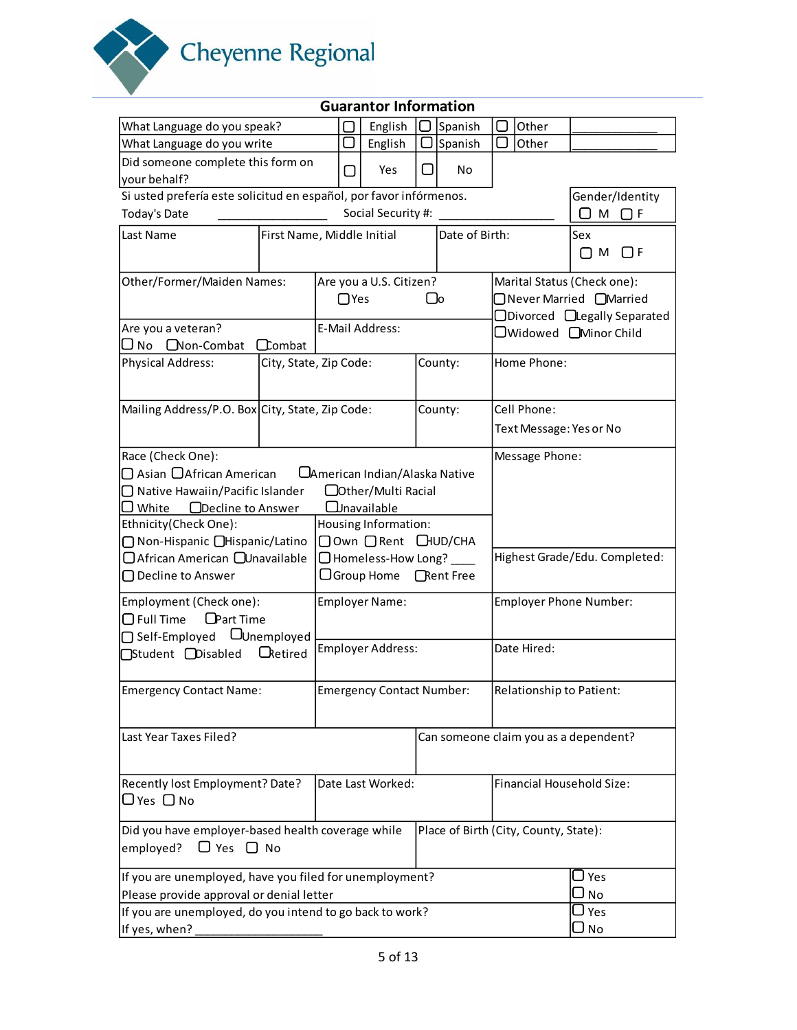Cheyenne Regional

## Guarantor Information

| What Language do you speak? | ☐ English | ☐ Spanish | ☐ Other | ____________ |
|---|---|---|---|---|
| What Language do you write | ☐ English | ☐ Spanish | ☐ Other | ____________ |
| Did someone complete this form on your behalf? | ☐ Yes | ☐ No | | |

Si usted prefería este solicitud en español, por favor infórmenos.

Today's Date ________________ Social Security #: ________________

Gender/Identity ☐ M ☐ F

| Last Name | First Name, Middle Initial | Date of Birth: | Sex ☐ M ☐ F |
|---|---|---|---|
| | | | |

| Other/Former/Maiden Names: | Are you a U.S. Citizen? ☐ Yes ☐ No | Marital Status (Check one): ☐ Never Married ☐ Married ☐ Divorced ☐ Legally Separated ☐ Widowed ☐ Minor Child |
|---|---|---|
| Are you a veteran? ☐ No ☐ Non-Combat ☐ Combat | E-Mail Address: | |

| Physical Address: | City, State, Zip Code: | County: | Home Phone: |
|---|---|---|---|
| Mailing Address/P.O. Box | City, State, Zip Code: | County: | Cell Phone: Text Message: Yes or No |

| Race (Check One): ☐ Asian ☐ African American ☐ American Indian/Alaska Native ☐ Native Hawaiin/Pacific Islander ☐ Other/Multi Racial ☐ White ☐ Decline to Answer ☐ Unavailable | | Message Phone: |
|---|---|---|
| Ethnicity(Check One): ☐ Non-Hispanic ☐ Hispanic/Latino ☐ African American ☐ Unavailable ☐ Decline to Answer | Housing Information: ☐ Own ☐ Rent ☐ HUD/CHA ☐ Homeless-How Long? ____ ☐ Group Home ☐ Rent Free | Highest Grade/Edu. Completed: |

| Employment (Check one): ☐ Full Time ☐ Part Time ☐ Self-Employed ☐ Unemployed ☐ Student ☐ Disabled ☐ Retired | Employer Name: | Employer Phone Number: |
|---|---|---|
| | Employer Address: | Date Hired: |
| Emergency Contact Name: | Emergency Contact Number: | Relationship to Patient: |

| Last Year Taxes Filed? | Can someone claim you as a dependent? |
|---|---|
| | |

| Recently lost Employment? Date? ☐ Yes ☐ No | Date Last Worked: | Financial Household Size: |
|---|---|---|

| Did you have employer-based health coverage while employed? ☐ Yes ☐ No | Place of Birth (City, County, State): |
|---|---|

| If you are unemployed, have you filed for unemployment? Please provide approval or denial letter | ☐ Yes ☐ No |
|---|---|
| If you are unemployed, do you intend to go back to work? If yes, when? ________________ | ☐ Yes ☐ No |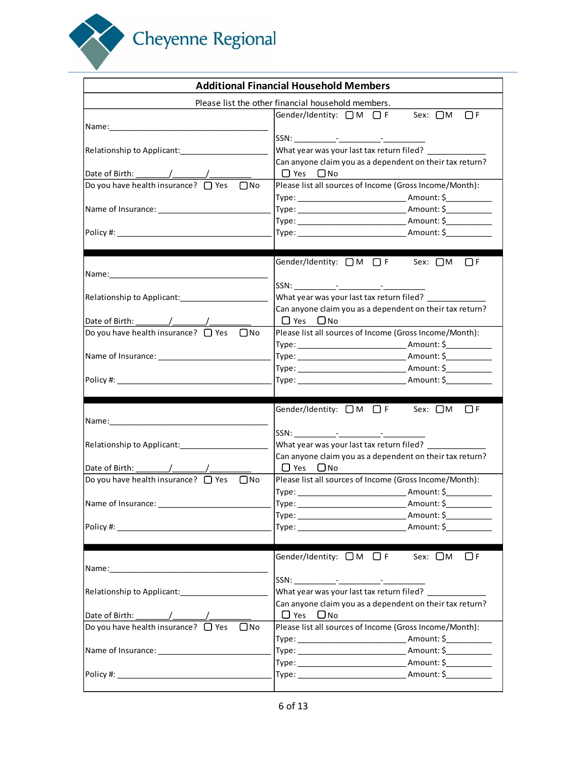Cheyenne Regional

## Additional Financial Household Members

Please list the other financial household members.

| | |
|---|---|
| Name:\_\_\_\_\_\_\_\_\_\_\_\_\_\_\_\_\_\_\_\_<br>Relationship to Applicant:\_\_\_\_\_\_\_\_\_\_\_\_\_\_\_\_\_\_\_\_<br>Date of Birth: \_\_\_\_\_\_/\_\_\_\_\_\_/\_\_\_\_\_\_ | Gender/Identity: ☐ M ☐ F Sex: ☐ M ☐ F<br>SSN: \_\_\_\_\_\_\_-\_\_\_\_\_\_\_-\_\_\_\_\_\_\_<br>What year was your last tax return filed? \_\_\_\_\_\_\_\_\_\_<br>Can anyone claim you as a dependent on their tax return?<br>☐ Yes ☐ No |
| Do you have health insurance? ☐ Yes ☐ No<br>Name of Insurance: \_\_\_\_\_\_\_\_\_\_\_\_\_\_\_\_\_\_\_\_<br>Policy #: \_\_\_\_\_\_\_\_\_\_\_\_\_\_\_\_\_\_\_\_ | Please list all sources of Income (Gross Income/Month):<br>Type: \_\_\_\_\_\_\_\_\_\_\_\_\_\_\_\_\_\_\_\_ Amount: $\_\_\_\_\_\_\_\_\_\_<br>Type: \_\_\_\_\_\_\_\_\_\_\_\_\_\_\_\_\_\_\_\_ Amount: $\_\_\_\_\_\_\_\_\_\_<br>Type: \_\_\_\_\_\_\_\_\_\_\_\_\_\_\_\_\_\_\_\_ Amount: $\_\_\_\_\_\_\_\_\_\_<br>Type: \_\_\_\_\_\_\_\_\_\_\_\_\_\_\_\_\_\_\_\_ Amount: $\_\_\_\_\_\_\_\_\_\_ |
| Name:\_\_\_\_\_\_\_\_\_\_\_\_\_\_\_\_\_\_\_\_<br>Relationship to Applicant:\_\_\_\_\_\_\_\_\_\_\_\_\_\_\_\_\_\_\_\_<br>Date of Birth: \_\_\_\_\_\_/\_\_\_\_\_\_/\_\_\_\_\_\_ | Gender/Identity: ☐ M ☐ F Sex: ☐ M ☐ F<br>SSN: \_\_\_\_\_\_\_-\_\_\_\_\_\_\_-\_\_\_\_\_\_\_<br>What year was your last tax return filed? \_\_\_\_\_\_\_\_\_\_<br>Can anyone claim you as a dependent on their tax return?<br>☐ Yes ☐ No |
| Do you have health insurance? ☐ Yes ☐ No<br>Name of Insurance: \_\_\_\_\_\_\_\_\_\_\_\_\_\_\_\_\_\_\_\_<br>Policy #: \_\_\_\_\_\_\_\_\_\_\_\_\_\_\_\_\_\_\_\_ | Please list all sources of Income (Gross Income/Month):<br>Type: \_\_\_\_\_\_\_\_\_\_\_\_\_\_\_\_\_\_\_\_ Amount: $\_\_\_\_\_\_\_\_\_\_<br>Type: \_\_\_\_\_\_\_\_\_\_\_\_\_\_\_\_\_\_\_\_ Amount: $\_\_\_\_\_\_\_\_\_\_<br>Type: \_\_\_\_\_\_\_\_\_\_\_\_\_\_\_\_\_\_\_\_ Amount: $\_\_\_\_\_\_\_\_\_\_<br>Type: \_\_\_\_\_\_\_\_\_\_\_\_\_\_\_\_\_\_\_\_ Amount: $\_\_\_\_\_\_\_\_\_\_ |
| Name:\_\_\_\_\_\_\_\_\_\_\_\_\_\_\_\_\_\_\_\_<br>Relationship to Applicant:\_\_\_\_\_\_\_\_\_\_\_\_\_\_\_\_\_\_\_\_<br>Date of Birth: \_\_\_\_\_\_/\_\_\_\_\_\_/\_\_\_\_\_\_ | Gender/Identity: ☐ M ☐ F Sex: ☐ M ☐ F<br>SSN: \_\_\_\_\_\_\_-\_\_\_\_\_\_\_-\_\_\_\_\_\_\_<br>What year was your last tax return filed? \_\_\_\_\_\_\_\_\_\_<br>Can anyone claim you as a dependent on their tax return?<br>☐ Yes ☐ No |
| Do you have health insurance? ☐ Yes ☐ No<br>Name of Insurance: \_\_\_\_\_\_\_\_\_\_\_\_\_\_\_\_\_\_\_\_<br>Policy #: \_\_\_\_\_\_\_\_\_\_\_\_\_\_\_\_\_\_\_\_ | Please list all sources of Income (Gross Income/Month):<br>Type: \_\_\_\_\_\_\_\_\_\_\_\_\_\_\_\_\_\_\_\_ Amount: $\_\_\_\_\_\_\_\_\_\_<br>Type: \_\_\_\_\_\_\_\_\_\_\_\_\_\_\_\_\_\_\_\_ Amount: $\_\_\_\_\_\_\_\_\_\_<br>Type: \_\_\_\_\_\_\_\_\_\_\_\_\_\_\_\_\_\_\_\_ Amount: $\_\_\_\_\_\_\_\_\_\_<br>Type: \_\_\_\_\_\_\_\_\_\_\_\_\_\_\_\_\_\_\_\_ Amount: $\_\_\_\_\_\_\_\_\_\_ |
| Name:\_\_\_\_\_\_\_\_\_\_\_\_\_\_\_\_\_\_\_\_<br>Relationship to Applicant:\_\_\_\_\_\_\_\_\_\_\_\_\_\_\_\_\_\_\_\_<br>Date of Birth: \_\_\_\_\_\_/\_\_\_\_\_\_/\_\_\_\_\_\_ | Gender/Identity: ☐ M ☐ F Sex: ☐ M ☐ F<br>SSN: \_\_\_\_\_\_\_-\_\_\_\_\_\_\_-\_\_\_\_\_\_\_<br>What year was your last tax return filed? \_\_\_\_\_\_\_\_\_\_<br>Can anyone claim you as a dependent on their tax return?<br>☐ Yes ☐ No |
| Do you have health insurance? ☐ Yes ☐ No<br>Name of Insurance: \_\_\_\_\_\_\_\_\_\_\_\_\_\_\_\_\_\_\_\_<br>Policy #: \_\_\_\_\_\_\_\_\_\_\_\_\_\_\_\_\_\_\_\_ | Please list all sources of Income (Gross Income/Month):<br>Type: \_\_\_\_\_\_\_\_\_\_\_\_\_\_\_\_\_\_\_\_ Amount: $\_\_\_\_\_\_\_\_\_\_<br>Type: \_\_\_\_\_\_\_\_\_\_\_\_\_\_\_\_\_\_\_\_ Amount: $\_\_\_\_\_\_\_\_\_\_<br>Type: \_\_\_\_\_\_\_\_\_\_\_\_\_\_\_\_\_\_\_\_ Amount: $\_\_\_\_\_\_\_\_\_\_<br>Type: \_\_\_\_\_\_\_\_\_\_\_\_\_\_\_\_\_\_\_\_ Amount: $\_\_\_\_\_\_\_\_\_\_ |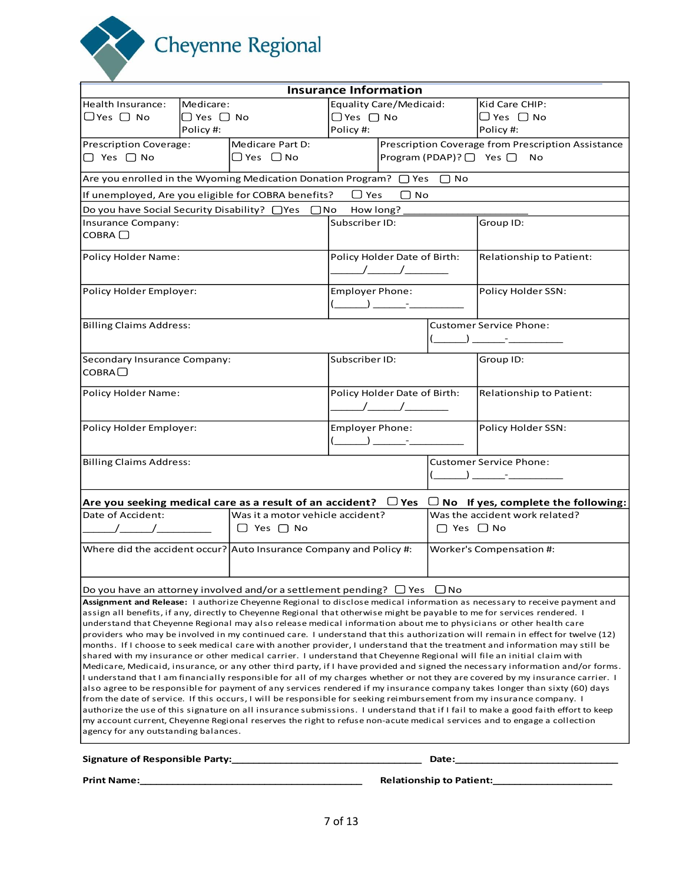Cheyenne Regional

## Insurance Information

| Health Insurance: ☐ Yes ☐ No | Medicare: ☐ Yes ☐ No Policy #: | Equality Care/Medicaid: ☐ Yes ☐ No Policy #: | Kid Care CHIP: ☐ Yes ☐ No Policy #: |
|---|---|---|---|
| Prescription Coverage: ☐ Yes ☐ No | Medicare Part D: ☐ Yes ☐ No | Prescription Coverage from Prescription Assistance Program (PDAP)? ☐ Yes ☐ No | |

Are you enrolled in the Wyoming Medication Donation Program? ☐ Yes ☐ No

If unemployed, Are you eligible for COBRA benefits? ☐ Yes ☐ No

Do you have Social Security Disability? ☐ Yes ☐ No How long? ______________

| Insurance Company: COBRA ☐ | Subscriber ID: | Group ID: |
|---|---|---|
| Policy Holder Name: | Policy Holder Date of Birth: ______/______/________ | Relationship to Patient: |
| Policy Holder Employer: | Employer Phone: (______) ______-__________ | Policy Holder SSN: |
| Billing Claims Address: | | Customer Service Phone: (______) ______-__________ |
| Secondary Insurance Company: COBRA ☐ | Subscriber ID: | Group ID: |
| Policy Holder Name: | Policy Holder Date of Birth: ______/______/________ | Relationship to Patient: |
| Policy Holder Employer: | Employer Phone: (______) ______-__________ | Policy Holder SSN: |
| Billing Claims Address: | | Customer Service Phone: (______) ______-__________ |

**Are you seeking medical care as a result of an accident? ☐ Yes ☐ No If yes, complete the following:**

| Date of Accident: ______/______/__________ | Was it a motor vehicle accident? ☐ Yes ☐ No | Was the accident work related? ☐ Yes ☐ No |
|---|---|---|
| Where did the accident occur? | Auto Insurance Company and Policy #: | Worker's Compensation #: |

Do you have an attorney involved and/or a settlement pending? ☐ Yes ☐ No

**Assignment and Release:** I authorize Cheyenne Regional to disclose medical information as necessary to receive payment and assign all benefits, if any, directly to Cheyenne Regional that otherwise might be payable to me for services rendered. I understand that Cheyenne Regional may also release medical information about me to physicians or other health care providers who may be involved in my continued care. I understand that this authorization will remain in effect for twelve (12) months. If I choose to seek medical care with another provider, I understand that the treatment and information may still be shared with my insurance or other medical carrier. I understand that Cheyenne Regional will file an initial claim with Medicare, Medicaid, insurance, or any other third party, if I have provided and signed the necessary information and/or forms. I understand that I am financially responsible for all of my charges whether or not they are covered by my insurance carrier. I also agree to be responsible for payment of any services rendered if my insurance company takes longer than sixty (60) days from the date of service. If this occurs, I will be responsible for seeking reimbursement from my insurance company. I authorize the use of this signature on all insurance submissions. I understand that if I fail to make a good faith effort to keep my account current, Cheyenne Regional reserves the right to refuse non-acute medical services and to engage a collection agency for any outstanding balances.

**Signature of Responsible Party:**__________________________________ **Date:**____________________________

**Print Name:**________________________________________ **Relationship to Patient:**_____________________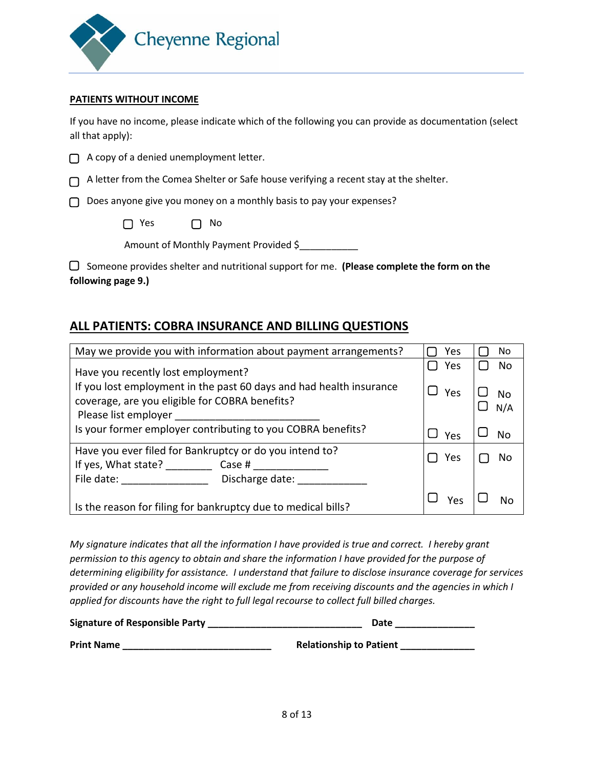Cheyenne Regional

**PATIENTS WITHOUT INCOME**

If you have no income, please indicate which of the following you can provide as documentation (select all that apply):

- ☐ A copy of a denied unemployment letter.
- ☐ A letter from the Comea Shelter or Safe house verifying a recent stay at the shelter.
- ☐ Does anyone give you money on a monthly basis to pay your expenses?

  ☐ Yes ☐ No

  Amount of Monthly Payment Provided $___________

- ☐ Someone provides shelter and nutritional support for me. **(Please complete the form on the following page 9.)**

## ALL PATIENTS: COBRA INSURANCE AND BILLING QUESTIONS

| Question | Yes | No |
|---|---|---|
| May we provide you with information about payment arrangements? | ☐ Yes | ☐ No |
| Have you recently lost employment? | ☐ Yes | ☐ No |
| If you lost employment in the past 60 days and had health insurance coverage, are you eligible for COBRA benefits?<br>Please list employer ________________________ | ☐ Yes | ☐ No<br>☐ N/A |
| Is your former employer contributing to you COBRA benefits? | ☐ Yes | ☐ No |
| Have you ever filed for Bankruptcy or do you intend to?<br>If yes, What state? ________ Case # ____________<br>File date: _______________ Discharge date: ____________ | ☐ Yes | ☐ No |
| Is the reason for filing for bankruptcy due to medical bills? | ☐ Yes | ☐ No |

*My signature indicates that all the information I have provided is true and correct. I hereby grant permission to this agency to obtain and share the information I have provided for the purpose of determining eligibility for assistance. I understand that failure to disclose insurance coverage for services provided or any household income will exclude me from receiving discounts and the agencies in which I applied for discounts have the right to full legal recourse to collect full billed charges.*

**Signature of Responsible Party** ____________________________ **Date** _______________

**Print Name** ____________________________ **Relationship to Patient** ______________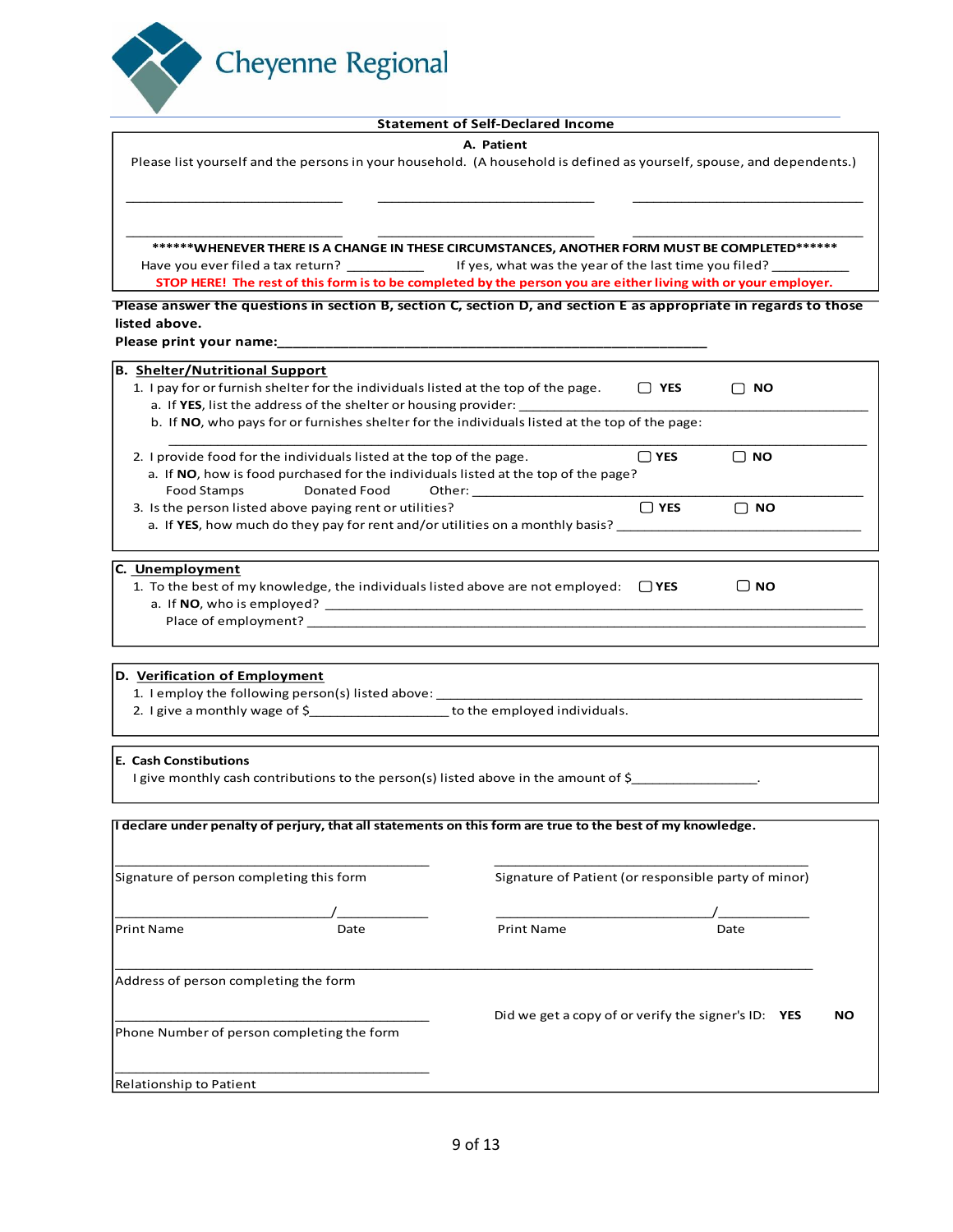Cheyenne Regional

**Statement of Self-Declared Income**

**A. Patient**

Please list yourself and the persons in your household. (A household is defined as yourself, spouse, and dependents.)

______________________________ ______________________________ ______________________________

______________________________ ______________________________ ______________________________

**\*\*\*\*\*\*WHENEVER THERE IS A CHANGE IN THESE CIRCUMSTANCES, ANOTHER FORM MUST BE COMPLETED\*\*\*\*\*\***

Have you ever filed a tax return? __________ If yes, what was the year of the last time you filed? __________

**STOP HERE! The rest of this form is to be completed by the person you are either living with or your employer.**

**Please answer the questions in section B, section C, section D, and section E as appropriate in regards to those listed above.**

**Please print your name:**_______________________________________________

**B. Shelter/Nutritional Support**

1. I pay for or furnish shelter for the individuals listed at the top of the page. ☐ **YES** ☐ **NO**
   a. If **YES**, list the address of the shelter or housing provider: ______________________________
   b. If **NO**, who pays for or furnishes shelter for the individuals listed at the top of the page:
   ______________________________________________________________
2. I provide food for the individuals listed at the top of the page. ☐ **YES** ☐ **NO**
   a. If **NO**, how is food purchased for the individuals listed at the top of the page?
   Food Stamps    Donated Food    Other: ______________________________
3. Is the person listed above paying rent or utilities? ☐ **YES** ☐ **NO**
   a. If **YES**, how much do they pay for rent and/or utilities on a monthly basis? ______________________________

**C. Unemployment**

1. To the best of my knowledge, the individuals listed above are not employed: ☐ **YES** ☐ **NO**
   a. If **NO**, who is employed? ______________________________
   Place of employment? ______________________________

**D. Verification of Employment**

1. I employ the following person(s) listed above: ______________________________
2. I give a monthly wage of $__________________ to the employed individuals.

**E. Cash Constibutions**

I give monthly cash contributions to the person(s) listed above in the amount of $________________.

**I declare under penalty of perjury, that all statements on this form are true to the best of my knowledge.**

| | |
|---|---|
| ______________________________ | ______________________________ |
| Signature of person completing this form | Signature of Patient (or responsible party of minor) |
| ______________________/__________ | ______________________/__________ |
| Print Name Date | Print Name Date |

______________________________________________________________
Address of person completing the form

______________________________
Phone Number of person completing the form

Did we get a copy of or verify the signer's ID: **YES** **NO**

______________________________
Relationship to Patient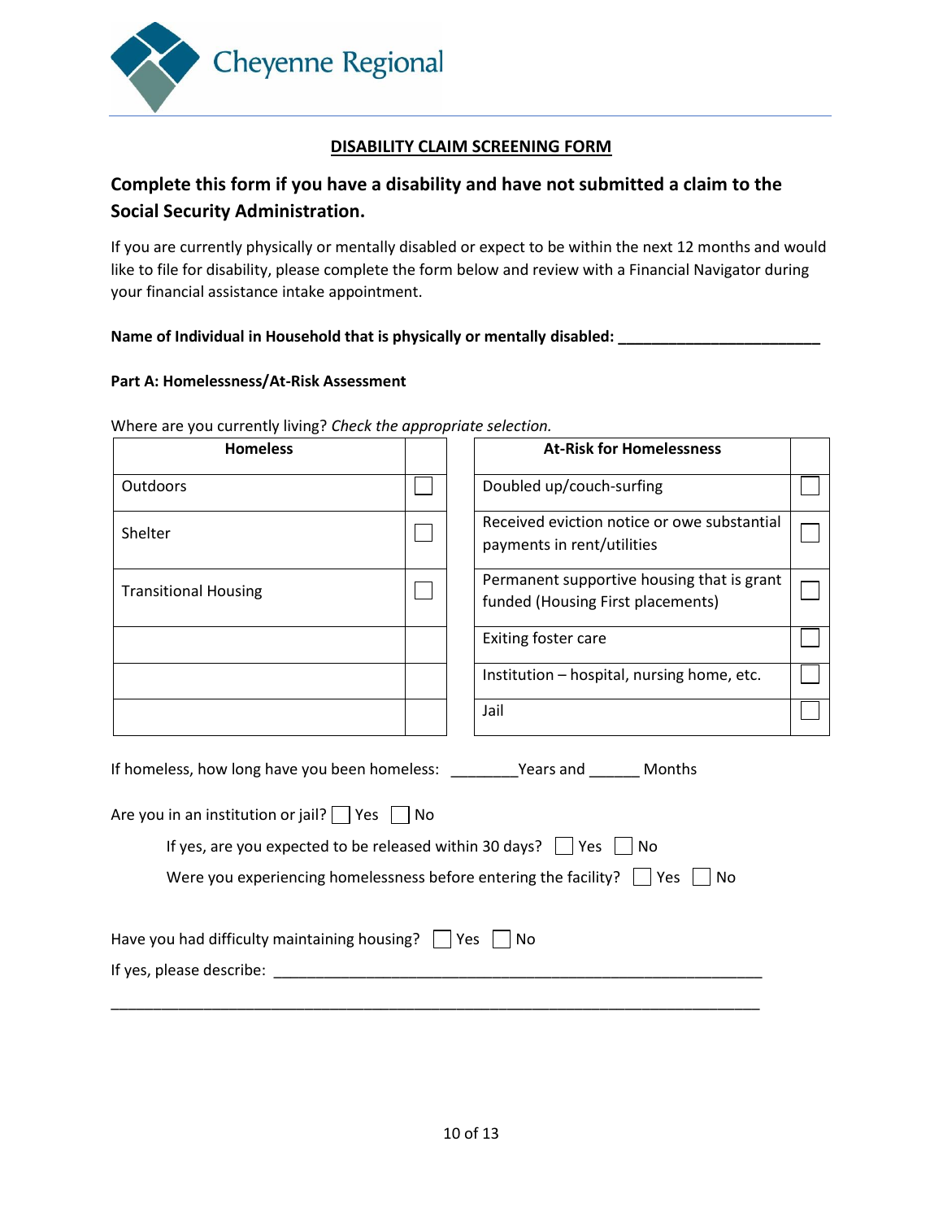Cheyenne Regional

## DISABILITY CLAIM SCREENING FORM

### Complete this form if you have a disability and have not submitted a claim to the Social Security Administration.

If you are currently physically or mentally disabled or expect to be within the next 12 months and would like to file for disability, please complete the form below and review with a Financial Navigator during your financial assistance intake appointment.

**Name of Individual in Household that is physically or mentally disabled: ________________________**

**Part A: Homelessness/At-Risk Assessment**

Where are you currently living? *Check the appropriate selection.*

| Homeless | | At-Risk for Homelessness | |
|---|---|---|---|
| Outdoors | ☐ | Doubled up/couch-surfing | ☐ |
| Shelter | ☐ | Received eviction notice or owe substantial payments in rent/utilities | ☐ |
| Transitional Housing | ☐ | Permanent supportive housing that is grant funded (Housing First placements) | ☐ |
| | | Exiting foster care | ☐ |
| | | Institution – hospital, nursing home, etc. | ☐ |
| | | Jail | ☐ |

If homeless, how long have you been homeless: ________Years and ______ Months

Are you in an institution or jail? ☐ Yes ☐ No

If yes, are you expected to be released within 30 days? ☐ Yes ☐ No

Were you experiencing homelessness before entering the facility? ☐ Yes ☐ No

Have you had difficulty maintaining housing? ☐ Yes ☐ No

If yes, please describe: ____________________________________________________________

______________________________________________________________________________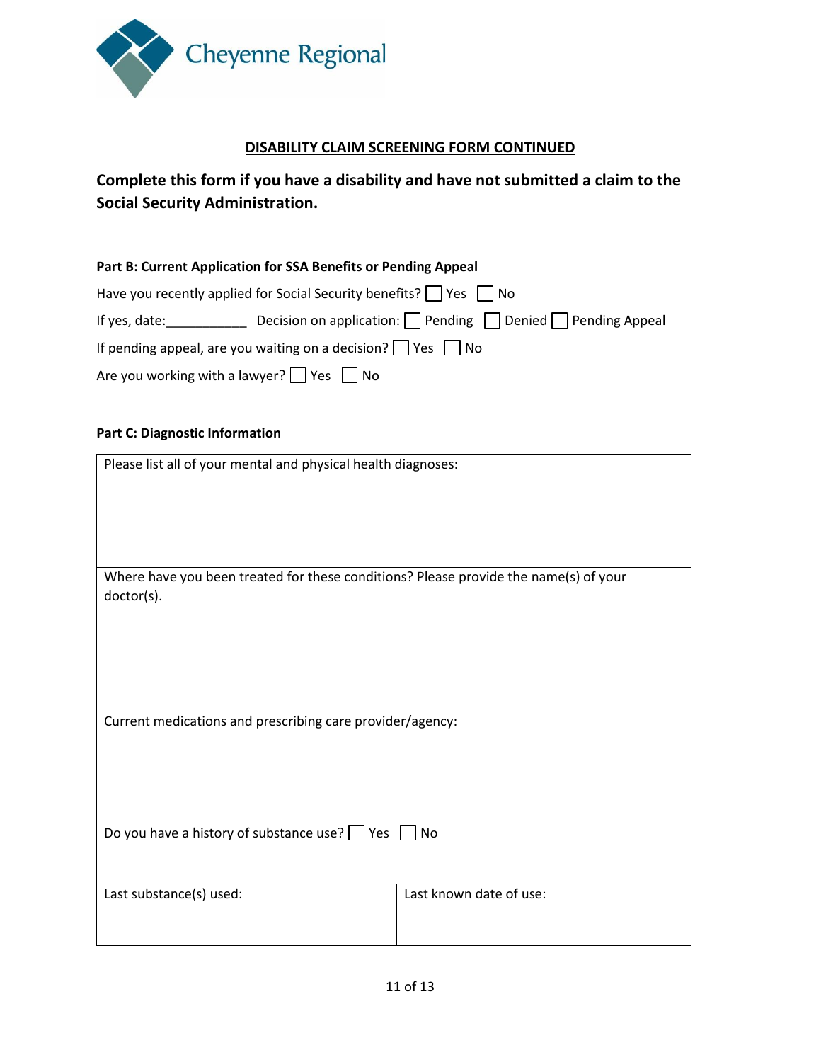Cheyenne Regional

**DISABILITY CLAIM SCREENING FORM CONTINUED**

## Complete this form if you have a disability and have not submitted a claim to the Social Security Administration.

**Part B: Current Application for SSA Benefits or Pending Appeal**

Have you recently applied for Social Security benefits? ☐ Yes ☐ No

If yes, date:___________ Decision on application: ☐ Pending ☐ Denied ☐ Pending Appeal

If pending appeal, are you waiting on a decision? ☐ Yes ☐ No

Are you working with a lawyer? ☐ Yes ☐ No

**Part C: Diagnostic Information**

| Please list all of your mental and physical health diagnoses: | |
|---|---|
| Where have you been treated for these conditions? Please provide the name(s) of your doctor(s). | |
| Current medications and prescribing care provider/agency: | |
| Do you have a history of substance use? ☐ Yes ☐ No | |
| Last substance(s) used: | Last known date of use: |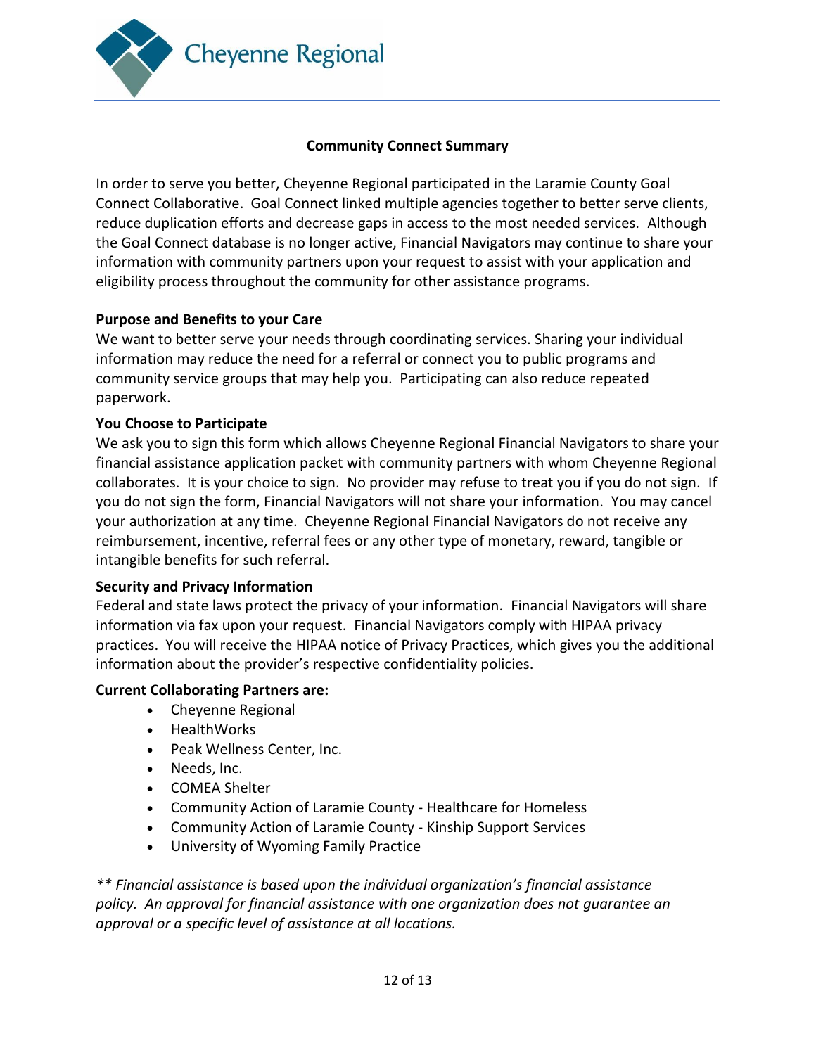Cheyenne Regional

## Community Connect Summary

In order to serve you better, Cheyenne Regional participated in the Laramie County Goal Connect Collaborative. Goal Connect linked multiple agencies together to better serve clients, reduce duplication efforts and decrease gaps in access to the most needed services. Although the Goal Connect database is no longer active, Financial Navigators may continue to share your information with community partners upon your request to assist with your application and eligibility process throughout the community for other assistance programs.

**Purpose and Benefits to your Care**

We want to better serve your needs through coordinating services. Sharing your individual information may reduce the need for a referral or connect you to public programs and community service groups that may help you. Participating can also reduce repeated paperwork.

**You Choose to Participate**

We ask you to sign this form which allows Cheyenne Regional Financial Navigators to share your financial assistance application packet with community partners with whom Cheyenne Regional collaborates. It is your choice to sign. No provider may refuse to treat you if you do not sign. If you do not sign the form, Financial Navigators will not share your information. You may cancel your authorization at any time. Cheyenne Regional Financial Navigators do not receive any reimbursement, incentive, referral fees or any other type of monetary, reward, tangible or intangible benefits for such referral.

**Security and Privacy Information**

Federal and state laws protect the privacy of your information. Financial Navigators will share information via fax upon your request. Financial Navigators comply with HIPAA privacy practices. You will receive the HIPAA notice of Privacy Practices, which gives you the additional information about the provider's respective confidentiality policies.

**Current Collaborating Partners are:**

- Cheyenne Regional
- HealthWorks
- Peak Wellness Center, Inc.
- Needs, Inc.
- COMEA Shelter
- Community Action of Laramie County - Healthcare for Homeless
- Community Action of Laramie County - Kinship Support Services
- University of Wyoming Family Practice

*** Financial assistance is based upon the individual organization's financial assistance policy. An approval for financial assistance with one organization does not guarantee an approval or a specific level of assistance at all locations.*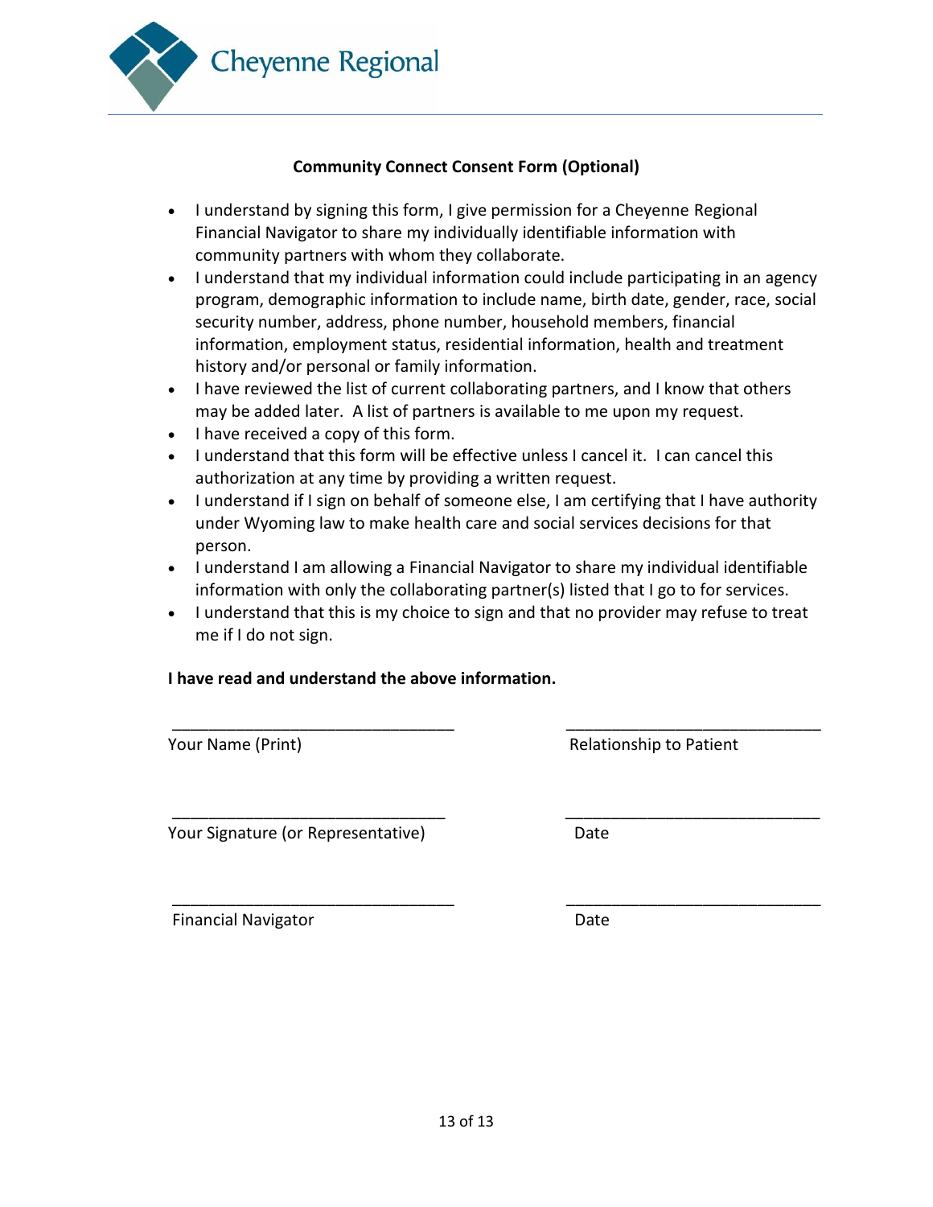Cheyenne Regional

## Community Connect Consent Form (Optional)

- I understand by signing this form, I give permission for a Cheyenne Regional Financial Navigator to share my individually identifiable information with community partners with whom they collaborate.
- I understand that my individual information could include participating in an agency program, demographic information to include name, birth date, gender, race, social security number, address, phone number, household members, financial information, employment status, residential information, health and treatment history and/or personal or family information.
- I have reviewed the list of current collaborating partners, and I know that others may be added later. A list of partners is available to me upon my request.
- I have received a copy of this form.
- I understand that this form will be effective unless I cancel it. I can cancel this authorization at any time by providing a written request.
- I understand if I sign on behalf of someone else, I am certifying that I have authority under Wyoming law to make health care and social services decisions for that person.
- I understand I am allowing a Financial Navigator to share my individual identifiable information with only the collaborating partner(s) listed that I go to for services.
- I understand that this is my choice to sign and that no provider may refuse to treat me if I do not sign.

**I have read and understand the above information.**

\_\_\_\_\_\_\_\_\_\_\_\_\_\_\_\_\_\_\_\_\_\_\_\_\_\_\_\_\_\_\_\_ \_\_\_\_\_\_\_\_\_\_\_\_\_\_\_\_\_\_\_\_\_\_\_\_\_\_\_\_\_\_
Your Name (Print) Relationship to Patient

\_\_\_\_\_\_\_\_\_\_\_\_\_\_\_\_\_\_\_\_\_\_\_\_\_\_\_\_\_\_\_ \_\_\_\_\_\_\_\_\_\_\_\_\_\_\_\_\_\_\_\_\_\_\_\_\_\_\_\_\_\_
Your Signature (or Representative) Date

\_\_\_\_\_\_\_\_\_\_\_\_\_\_\_\_\_\_\_\_\_\_\_\_\_\_\_\_\_\_\_\_ \_\_\_\_\_\_\_\_\_\_\_\_\_\_\_\_\_\_\_\_\_\_\_\_\_\_\_\_\_\_
Financial Navigator Date